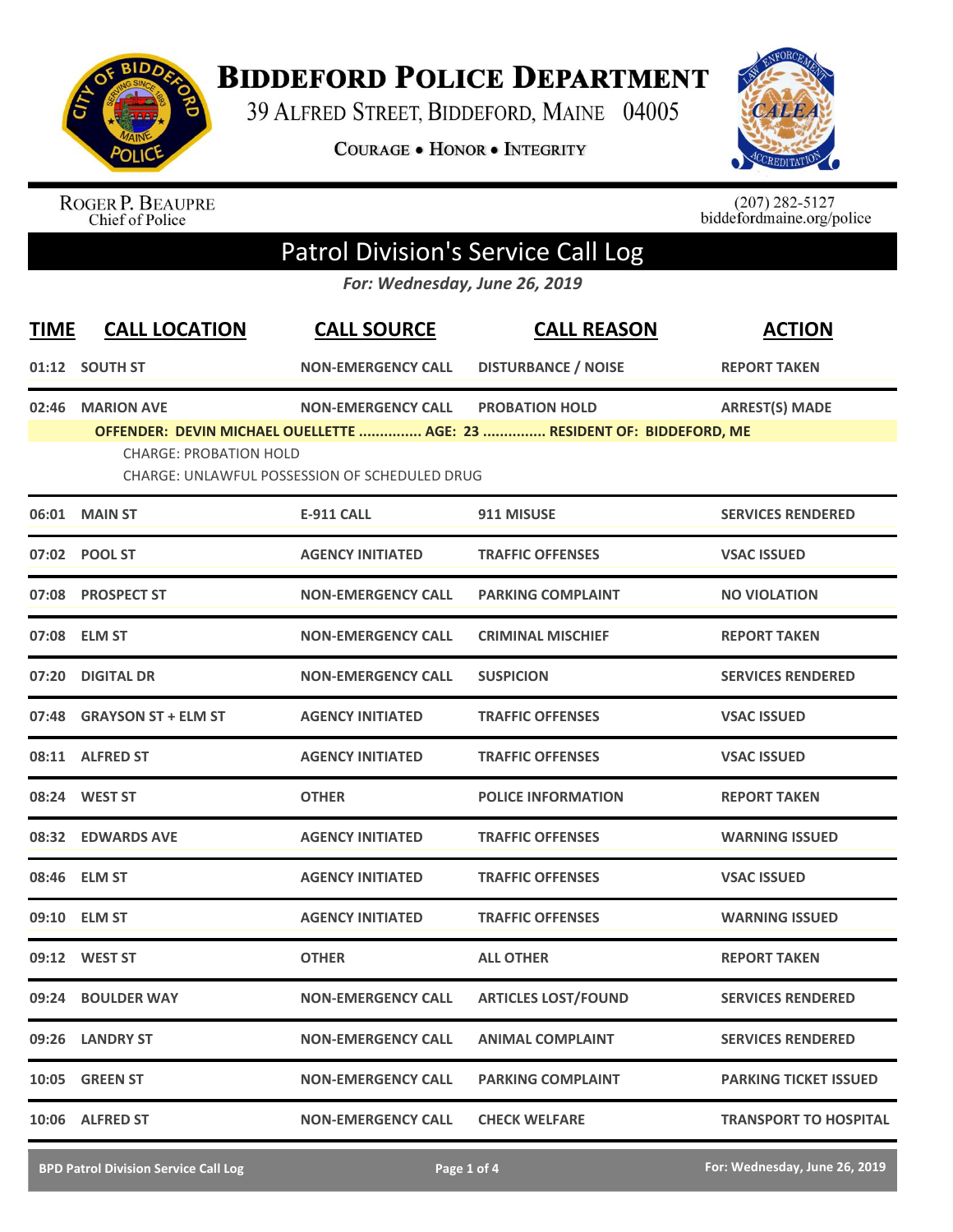# Biddeford Police Department

39 Alfred Street, Biddeford, Maine 04005

Courage • Honor • Integrity

Roger P. Beaupre
Chief of Police

(207) 282-5127
biddefordmaine.org/police

## Patrol Division's Service Call Log

*For: Wednesday, June 26, 2019*

| TIME | CALL LOCATION | CALL SOURCE | CALL REASON | ACTION |
|---|---|---|---|---|
| 01:12 | SOUTH ST | NON-EMERGENCY CALL | DISTURBANCE / NOISE | REPORT TAKEN |
| 02:46 | MARION AVE | NON-EMERGENCY CALL | PROBATION HOLD | ARREST(S) MADE |
| | OFFENDER: DEVIN MICHAEL OUELLETTE ............... AGE: 23 ............... RESIDENT OF: BIDDEFORD, ME<br>CHARGE: PROBATION HOLD<br>CHARGE: UNLAWFUL POSSESSION OF SCHEDULED DRUG | | | |
| 06:01 | MAIN ST | E-911 CALL | 911 MISUSE | SERVICES RENDERED |
| 07:02 | POOL ST | AGENCY INITIATED | TRAFFIC OFFENSES | VSAC ISSUED |
| 07:08 | PROSPECT ST | NON-EMERGENCY CALL | PARKING COMPLAINT | NO VIOLATION |
| 07:08 | ELM ST | NON-EMERGENCY CALL | CRIMINAL MISCHIEF | REPORT TAKEN |
| 07:20 | DIGITAL DR | NON-EMERGENCY CALL | SUSPICION | SERVICES RENDERED |
| 07:48 | GRAYSON ST + ELM ST | AGENCY INITIATED | TRAFFIC OFFENSES | VSAC ISSUED |
| 08:11 | ALFRED ST | AGENCY INITIATED | TRAFFIC OFFENSES | VSAC ISSUED |
| 08:24 | WEST ST | OTHER | POLICE INFORMATION | REPORT TAKEN |
| 08:32 | EDWARDS AVE | AGENCY INITIATED | TRAFFIC OFFENSES | WARNING ISSUED |
| 08:46 | ELM ST | AGENCY INITIATED | TRAFFIC OFFENSES | VSAC ISSUED |
| 09:10 | ELM ST | AGENCY INITIATED | TRAFFIC OFFENSES | WARNING ISSUED |
| 09:12 | WEST ST | OTHER | ALL OTHER | REPORT TAKEN |
| 09:24 | BOULDER WAY | NON-EMERGENCY CALL | ARTICLES LOST/FOUND | SERVICES RENDERED |
| 09:26 | LANDRY ST | NON-EMERGENCY CALL | ANIMAL COMPLAINT | SERVICES RENDERED |
| 10:05 | GREEN ST | NON-EMERGENCY CALL | PARKING COMPLAINT | PARKING TICKET ISSUED |
| 10:06 | ALFRED ST | NON-EMERGENCY CALL | CHECK WELFARE | TRANSPORT TO HOSPITAL |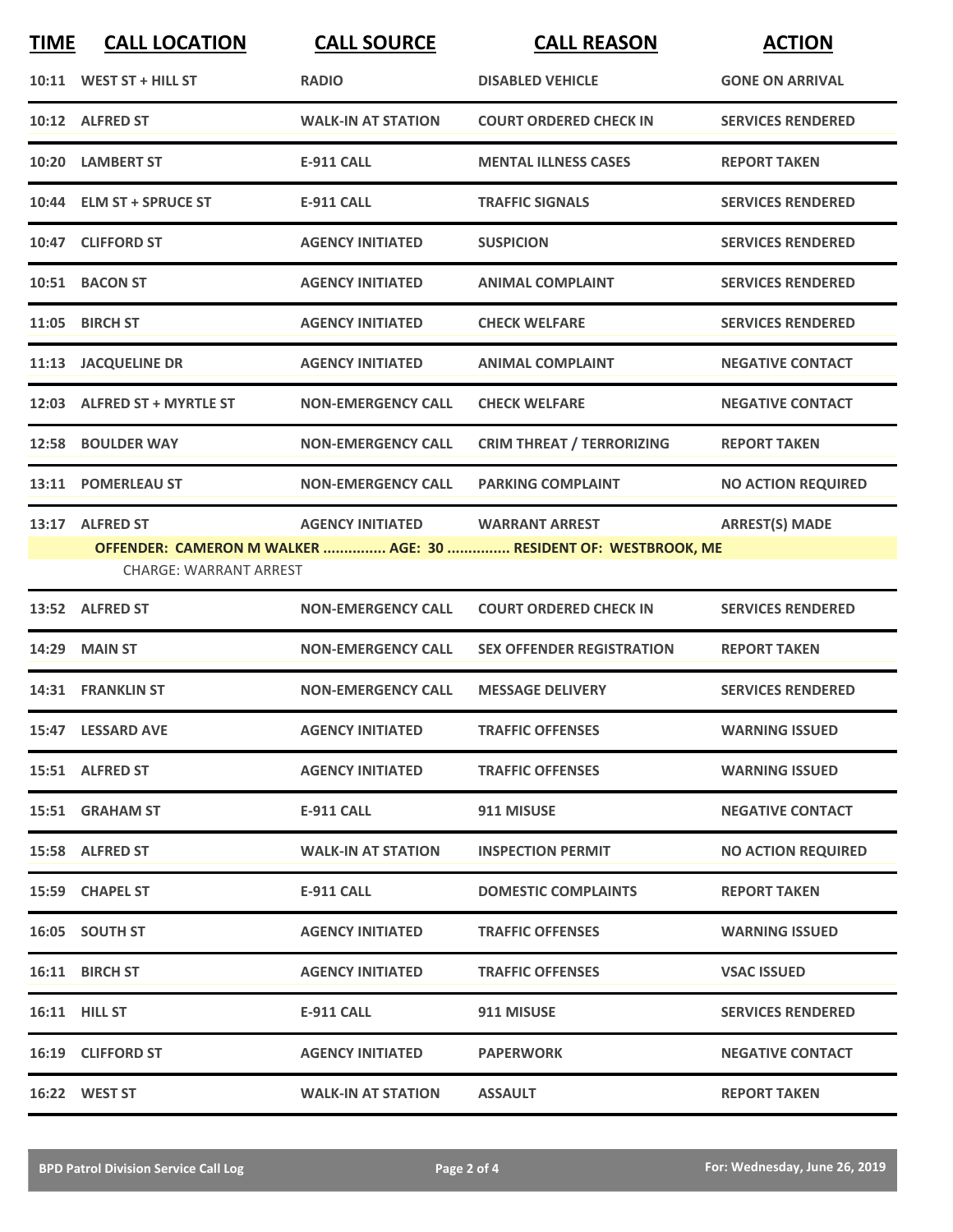| TIME | CALL LOCATION | CALL SOURCE | CALL REASON | ACTION |
|---|---|---|---|---|
| 10:11 | WEST ST + HILL ST | RADIO | DISABLED VEHICLE | GONE ON ARRIVAL |
| 10:12 | ALFRED ST | WALK-IN AT STATION | COURT ORDERED CHECK IN | SERVICES RENDERED |
| 10:20 | LAMBERT ST | E-911 CALL | MENTAL ILLNESS CASES | REPORT TAKEN |
| 10:44 | ELM ST + SPRUCE ST | E-911 CALL | TRAFFIC SIGNALS | SERVICES RENDERED |
| 10:47 | CLIFFORD ST | AGENCY INITIATED | SUSPICION | SERVICES RENDERED |
| 10:51 | BACON ST | AGENCY INITIATED | ANIMAL COMPLAINT | SERVICES RENDERED |
| 11:05 | BIRCH ST | AGENCY INITIATED | CHECK WELFARE | SERVICES RENDERED |
| 11:13 | JACQUELINE DR | AGENCY INITIATED | ANIMAL COMPLAINT | NEGATIVE CONTACT |
| 12:03 | ALFRED ST + MYRTLE ST | NON-EMERGENCY CALL | CHECK WELFARE | NEGATIVE CONTACT |
| 12:58 | BOULDER WAY | NON-EMERGENCY CALL | CRIM THREAT / TERRORIZING | REPORT TAKEN |
| 13:11 | POMERLEAU ST | NON-EMERGENCY CALL | PARKING COMPLAINT | NO ACTION REQUIRED |
| 13:17 | ALFRED ST | AGENCY INITIATED | WARRANT ARREST | ARREST(S) MADE |
| | OFFENDER: CAMERON M WALKER ............... AGE: 30 ............... RESIDENT OF: WESTBROOK, ME | | | |
| | CHARGE: WARRANT ARREST | | | |
| 13:52 | ALFRED ST | NON-EMERGENCY CALL | COURT ORDERED CHECK IN | SERVICES RENDERED |
| 14:29 | MAIN ST | NON-EMERGENCY CALL | SEX OFFENDER REGISTRATION | REPORT TAKEN |
| 14:31 | FRANKLIN ST | NON-EMERGENCY CALL | MESSAGE DELIVERY | SERVICES RENDERED |
| 15:47 | LESSARD AVE | AGENCY INITIATED | TRAFFIC OFFENSES | WARNING ISSUED |
| 15:51 | ALFRED ST | AGENCY INITIATED | TRAFFIC OFFENSES | WARNING ISSUED |
| 15:51 | GRAHAM ST | E-911 CALL | 911 MISUSE | NEGATIVE CONTACT |
| 15:58 | ALFRED ST | WALK-IN AT STATION | INSPECTION PERMIT | NO ACTION REQUIRED |
| 15:59 | CHAPEL ST | E-911 CALL | DOMESTIC COMPLAINTS | REPORT TAKEN |
| 16:05 | SOUTH ST | AGENCY INITIATED | TRAFFIC OFFENSES | WARNING ISSUED |
| 16:11 | BIRCH ST | AGENCY INITIATED | TRAFFIC OFFENSES | VSAC ISSUED |
| 16:11 | HILL ST | E-911 CALL | 911 MISUSE | SERVICES RENDERED |
| 16:19 | CLIFFORD ST | AGENCY INITIATED | PAPERWORK | NEGATIVE CONTACT |
| 16:22 | WEST ST | WALK-IN AT STATION | ASSAULT | REPORT TAKEN |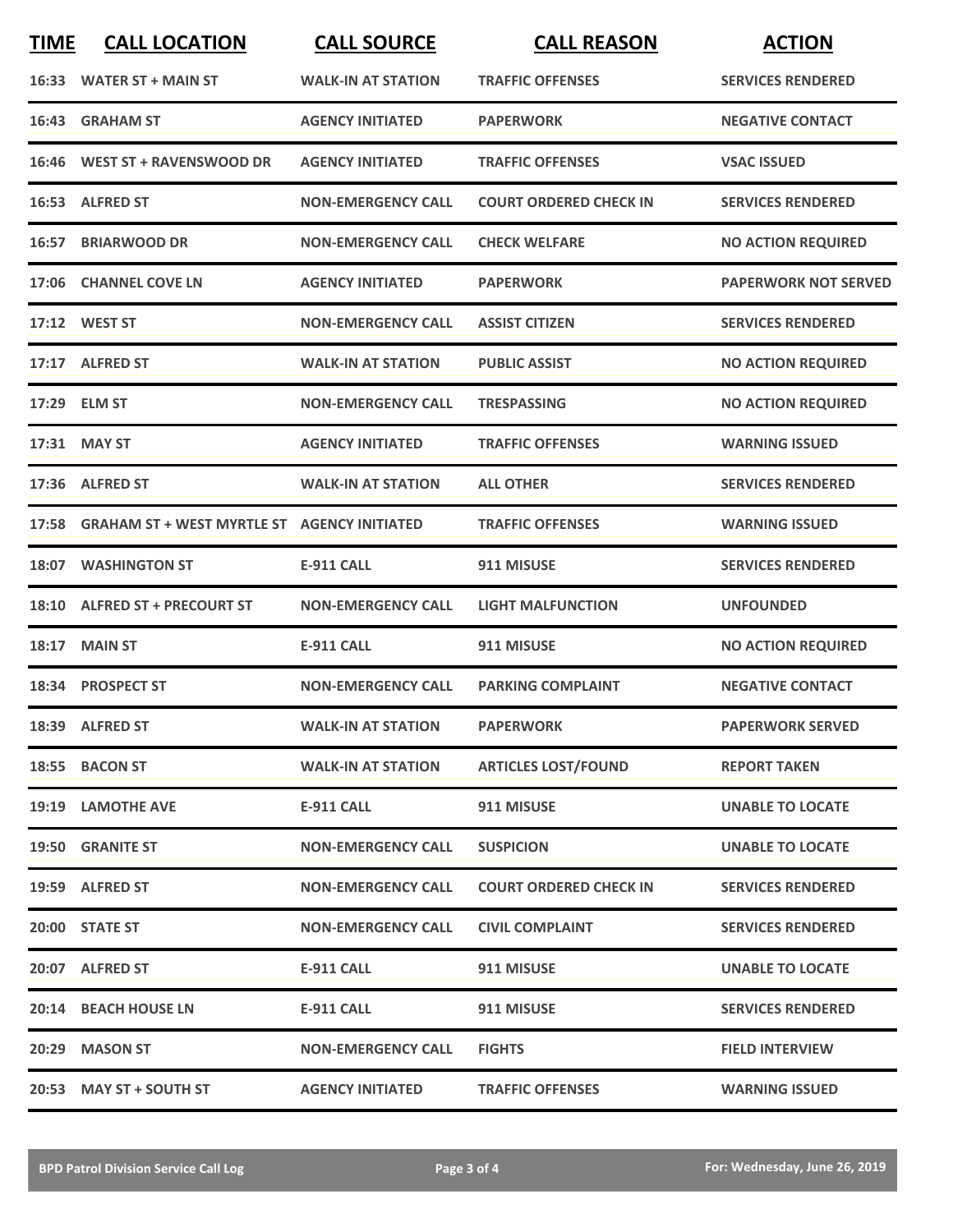| TIME | CALL LOCATION | CALL SOURCE | CALL REASON | ACTION |
| --- | --- | --- | --- | --- |
| 16:33 | WATER ST + MAIN ST | WALK-IN AT STATION | TRAFFIC OFFENSES | SERVICES RENDERED |
| 16:43 | GRAHAM ST | AGENCY INITIATED | PAPERWORK | NEGATIVE CONTACT |
| 16:46 | WEST ST + RAVENSWOOD DR | AGENCY INITIATED | TRAFFIC OFFENSES | VSAC ISSUED |
| 16:53 | ALFRED ST | NON-EMERGENCY CALL | COURT ORDERED CHECK IN | SERVICES RENDERED |
| 16:57 | BRIARWOOD DR | NON-EMERGENCY CALL | CHECK WELFARE | NO ACTION REQUIRED |
| 17:06 | CHANNEL COVE LN | AGENCY INITIATED | PAPERWORK | PAPERWORK NOT SERVED |
| 17:12 | WEST ST | NON-EMERGENCY CALL | ASSIST CITIZEN | SERVICES RENDERED |
| 17:17 | ALFRED ST | WALK-IN AT STATION | PUBLIC ASSIST | NO ACTION REQUIRED |
| 17:29 | ELM ST | NON-EMERGENCY CALL | TRESPASSING | NO ACTION REQUIRED |
| 17:31 | MAY ST | AGENCY INITIATED | TRAFFIC OFFENSES | WARNING ISSUED |
| 17:36 | ALFRED ST | WALK-IN AT STATION | ALL OTHER | SERVICES RENDERED |
| 17:58 | GRAHAM ST + WEST MYRTLE ST | AGENCY INITIATED | TRAFFIC OFFENSES | WARNING ISSUED |
| 18:07 | WASHINGTON ST | E-911 CALL | 911 MISUSE | SERVICES RENDERED |
| 18:10 | ALFRED ST + PRECOURT ST | NON-EMERGENCY CALL | LIGHT MALFUNCTION | UNFOUNDED |
| 18:17 | MAIN ST | E-911 CALL | 911 MISUSE | NO ACTION REQUIRED |
| 18:34 | PROSPECT ST | NON-EMERGENCY CALL | PARKING COMPLAINT | NEGATIVE CONTACT |
| 18:39 | ALFRED ST | WALK-IN AT STATION | PAPERWORK | PAPERWORK SERVED |
| 18:55 | BACON ST | WALK-IN AT STATION | ARTICLES LOST/FOUND | REPORT TAKEN |
| 19:19 | LAMOTHE AVE | E-911 CALL | 911 MISUSE | UNABLE TO LOCATE |
| 19:50 | GRANITE ST | NON-EMERGENCY CALL | SUSPICION | UNABLE TO LOCATE |
| 19:59 | ALFRED ST | NON-EMERGENCY CALL | COURT ORDERED CHECK IN | SERVICES RENDERED |
| 20:00 | STATE ST | NON-EMERGENCY CALL | CIVIL COMPLAINT | SERVICES RENDERED |
| 20:07 | ALFRED ST | E-911 CALL | 911 MISUSE | UNABLE TO LOCATE |
| 20:14 | BEACH HOUSE LN | E-911 CALL | 911 MISUSE | SERVICES RENDERED |
| 20:29 | MASON ST | NON-EMERGENCY CALL | FIGHTS | FIELD INTERVIEW |
| 20:53 | MAY ST + SOUTH ST | AGENCY INITIATED | TRAFFIC OFFENSES | WARNING ISSUED |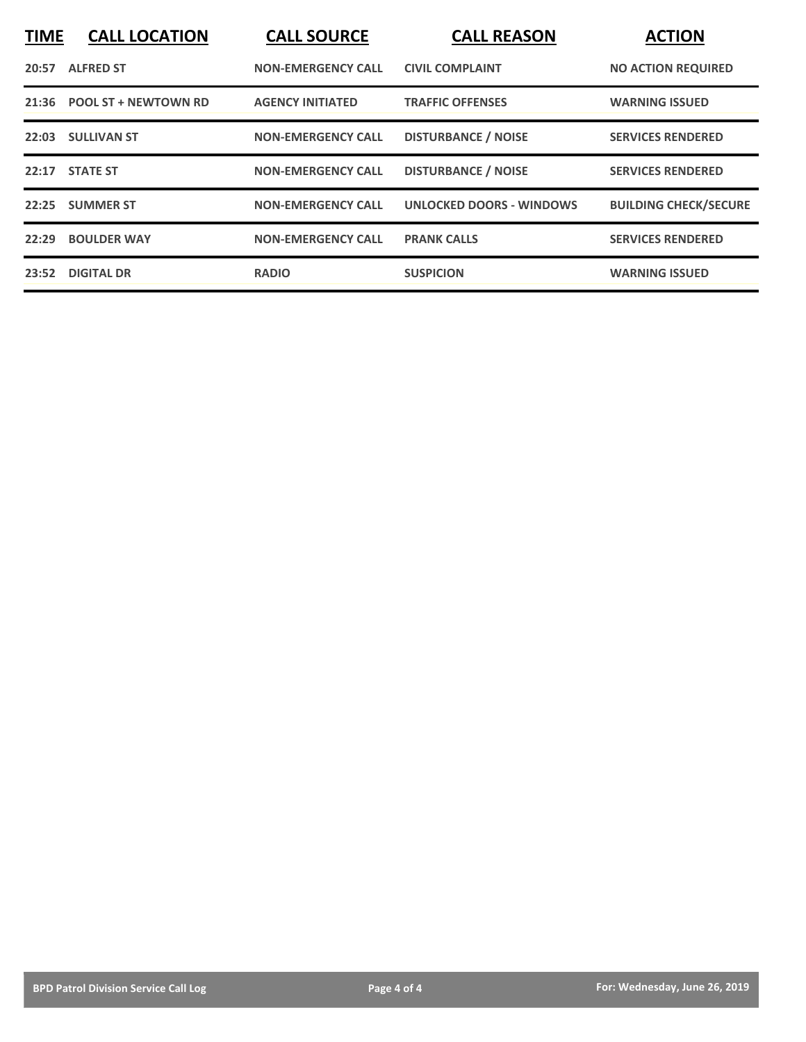| TIME | CALL LOCATION | CALL SOURCE | CALL REASON | ACTION |
| --- | --- | --- | --- | --- |
| 20:57 | ALFRED ST | NON-EMERGENCY CALL | CIVIL COMPLAINT | NO ACTION REQUIRED |
| 21:36 | POOL ST + NEWTOWN RD | AGENCY INITIATED | TRAFFIC OFFENSES | WARNING ISSUED |
| 22:03 | SULLIVAN ST | NON-EMERGENCY CALL | DISTURBANCE / NOISE | SERVICES RENDERED |
| 22:17 | STATE ST | NON-EMERGENCY CALL | DISTURBANCE / NOISE | SERVICES RENDERED |
| 22:25 | SUMMER ST | NON-EMERGENCY CALL | UNLOCKED DOORS - WINDOWS | BUILDING CHECK/SECURE |
| 22:29 | BOULDER WAY | NON-EMERGENCY CALL | PRANK CALLS | SERVICES RENDERED |
| 23:52 | DIGITAL DR | RADIO | SUSPICION | WARNING ISSUED |